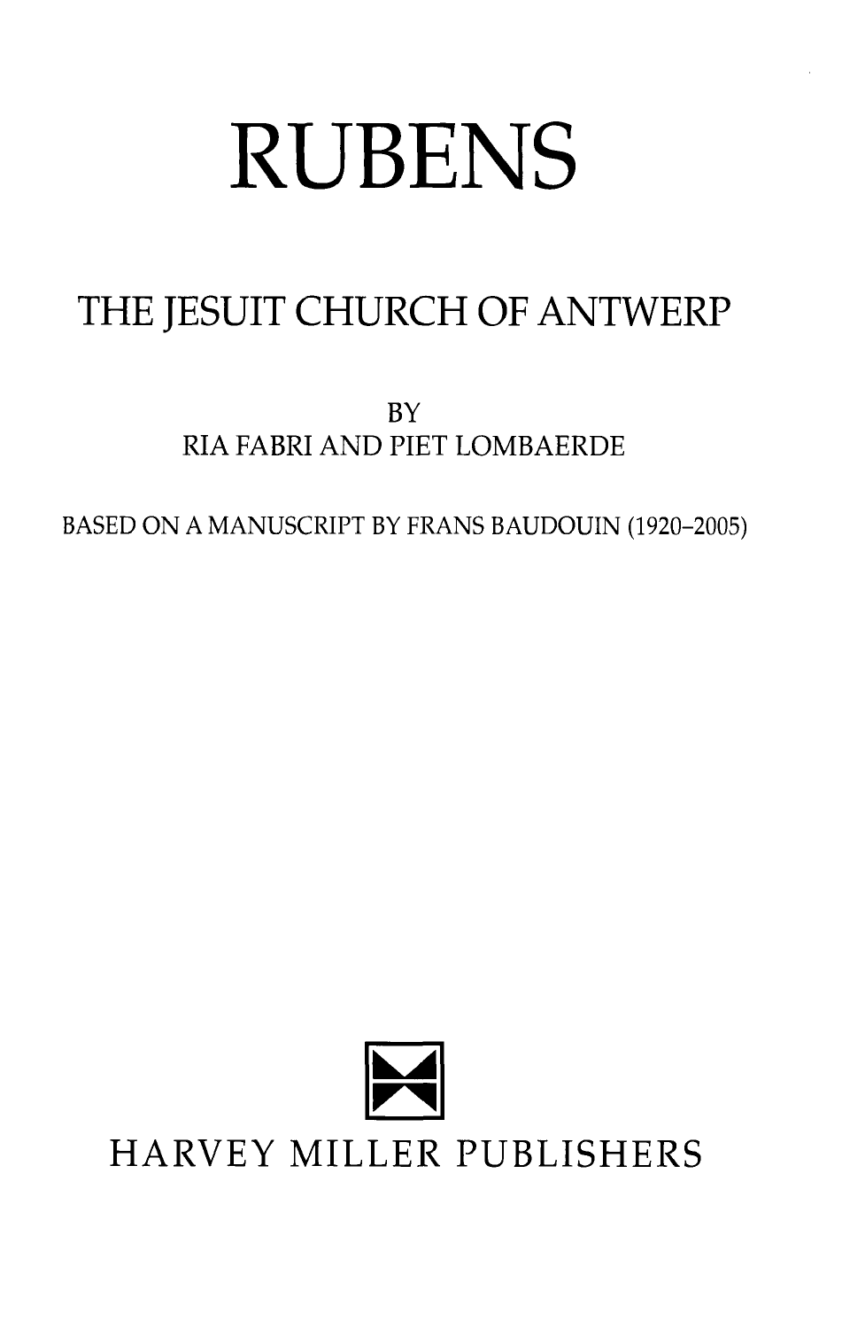# RUBENS

## THE JESUIT CHURCH OF ANTWERP

BY
RIA FABRI AND PIET LOMBAERDE

BASED ON A MANUSCRIPT BY FRANS BAUDOUIN (1920–2005)

HARVEY MILLER PUBLISHERS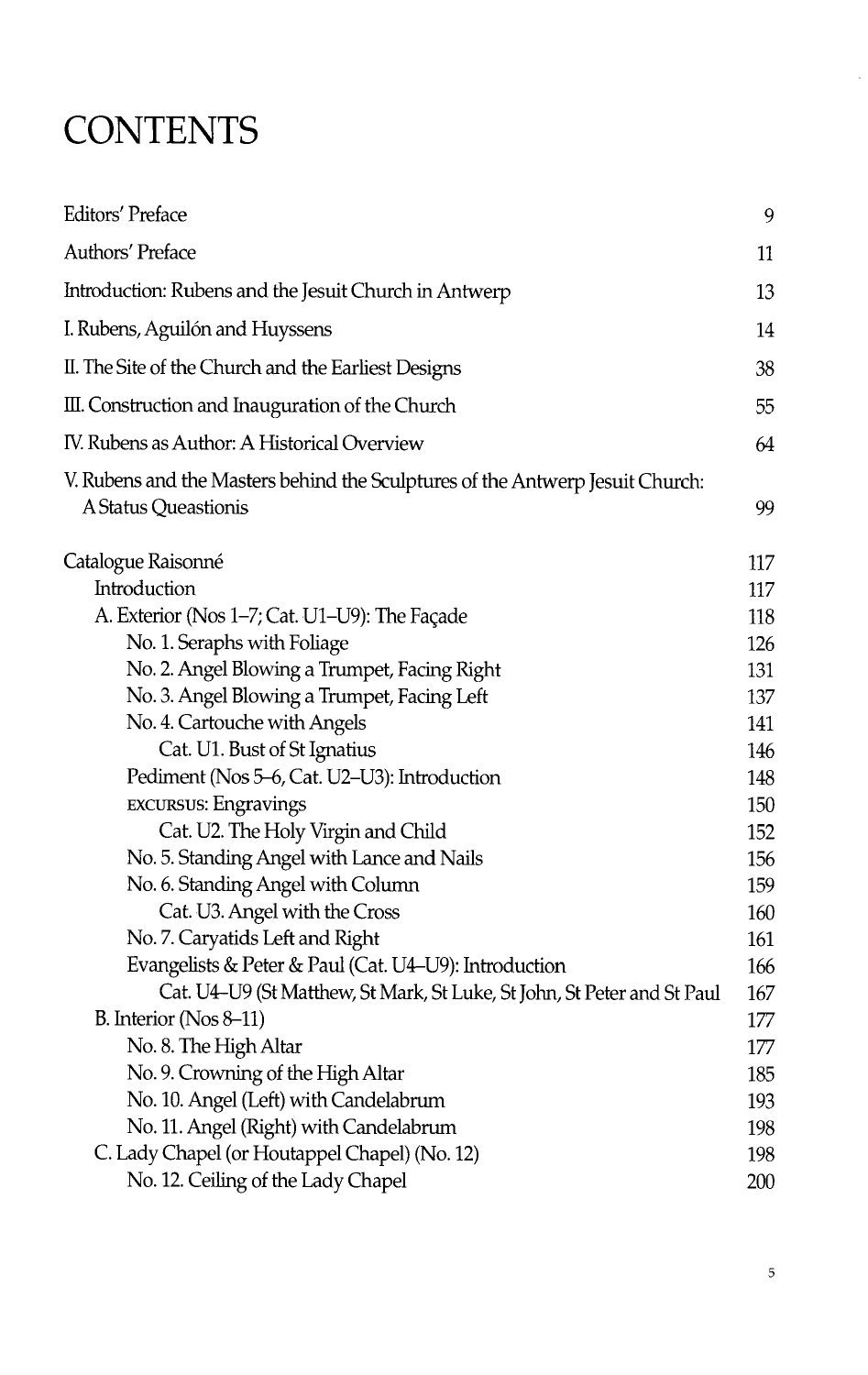# CONTENTS

| | |
|---|---|
| Editors' Preface | 9 |
| Authors' Preface | 11 |
| Introduction: Rubens and the Jesuit Church in Antwerp | 13 |
| I. Rubens, Aguilón and Huyssens | 14 |
| II. The Site of the Church and the Earliest Designs | 38 |
| III. Construction and Inauguration of the Church | 55 |
| IV. Rubens as Author: A Historical Overview | 64 |
| V. Rubens and the Masters behind the Sculptures of the Antwerp Jesuit Church: A Status Queastionis | 99 |
| | |
| Catalogue Raisonné | 117 |
| Introduction | 117 |
| A. Exterior (Nos 1–7; Cat. U1–U9): The Façade | 118 |
| No. 1. Seraphs with Foliage | 126 |
| No. 2. Angel Blowing a Trumpet, Facing Right | 131 |
| No. 3. Angel Blowing a Trumpet, Facing Left | 137 |
| No. 4. Cartouche with Angels | 141 |
| Cat. U1. Bust of St Ignatius | 146 |
| Pediment (Nos 5–6, Cat. U2–U3): Introduction | 148 |
| EXCURSUS: Engravings | 150 |
| Cat. U2. The Holy Virgin and Child | 152 |
| No. 5. Standing Angel with Lance and Nails | 156 |
| No. 6. Standing Angel with Column | 159 |
| Cat. U3. Angel with the Cross | 160 |
| No. 7. Caryatids Left and Right | 161 |
| Evangelists & Peter & Paul (Cat. U4–U9): Introduction | 166 |
| Cat. U4–U9 (St Matthew, St Mark, St Luke, St John, St Peter and St Paul | 167 |
| B. Interior (Nos 8–11) | 177 |
| No. 8. The High Altar | 177 |
| No. 9. Crowning of the High Altar | 185 |
| No. 10. Angel (Left) with Candelabrum | 193 |
| No. 11. Angel (Right) with Candelabrum | 198 |
| C. Lady Chapel (or Houtappel Chapel) (No. 12) | 198 |
| No. 12. Ceiling of the Lady Chapel | 200 |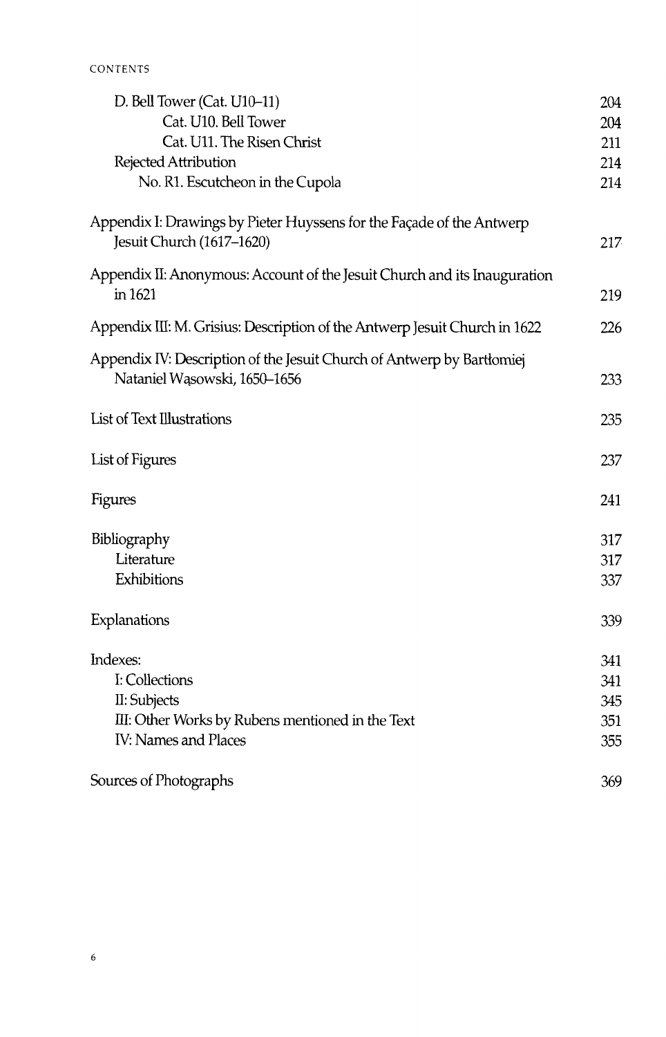D. Bell Tower (Cat. U10–11) 204
- Cat. U10. Bell Tower 204
- Cat. U11. The Risen Christ 211

Rejected Attribution 214
- No. R1. Escutcheon in the Cupola 214

Appendix I: Drawings by Pieter Huyssens for the Façade of the Antwerp Jesuit Church (1617–1620) 217

Appendix II: Anonymous: Account of the Jesuit Church and its Inauguration in 1621 219

Appendix III: M. Grisius: Description of the Antwerp Jesuit Church in 1622 226

Appendix IV: Description of the Jesuit Church of Antwerp by Bartłomiej Nataniel Wąsowski, 1650–1656 233

List of Text Illustrations 235

List of Figures 237

Figures 241

Bibliography 317
- Literature 317
- Exhibitions 337

Explanations 339

Indexes: 341
- I: Collections 341
- II: Subjects 345
- III: Other Works by Rubens mentioned in the Text 351
- IV: Names and Places 355

Sources of Photographs 369